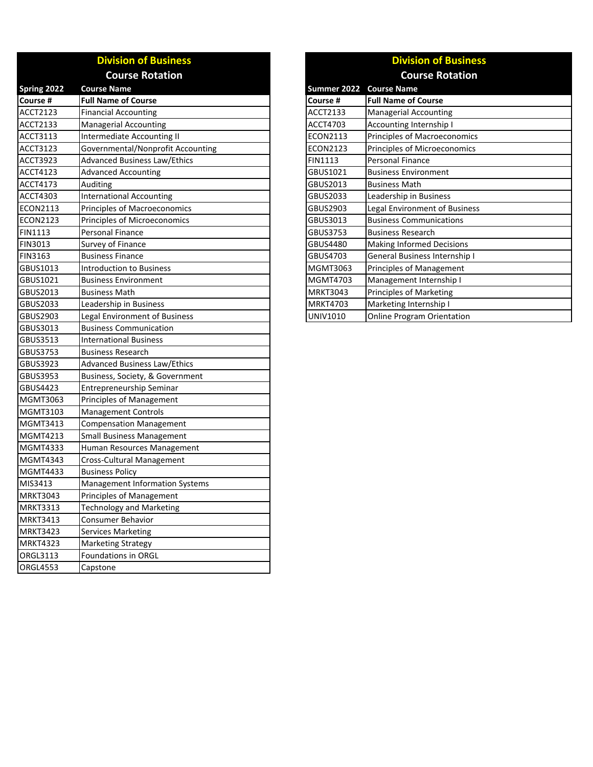## Division of Business

### Course Rotation

| Spring 2022 | Course Name |
|---|---|
| **Course #** | **Full Name of Course** |
| ACCT2123 | Financial Accounting |
| ACCT2133 | Managerial Accounting |
| ACCT3113 | Intermediate Accounting II |
| ACCT3123 | Governmental/Nonprofit Accounting |
| ACCT3923 | Advanced Business Law/Ethics |
| ACCT4123 | Advanced Accounting |
| ACCT4173 | Auditing |
| ACCT4303 | International Accounting |
| ECON2113 | Principles of Macroeconomics |
| ECON2123 | Principles of Microeconomics |
| FIN1113 | Personal Finance |
| FIN3013 | Survey of Finance |
| FIN3163 | Business Finance |
| GBUS1013 | Introduction to Business |
| GBUS1021 | Business Environment |
| GBUS2013 | Business Math |
| GBUS2033 | Leadership in Business |
| GBUS2903 | Legal Environment of Business |
| GBUS3013 | Business Communication |
| GBUS3513 | International Business |
| GBUS3753 | Business Research |
| GBUS3923 | Advanced Business Law/Ethics |
| GBUS3953 | Business, Society, & Government |
| GBUS4423 | Entrepreneurship Seminar |
| MGMT3063 | Principles of Management |
| MGMT3103 | Management Controls |
| MGMT3413 | Compensation Management |
| MGMT4213 | Small Business Management |
| MGMT4333 | Human Resources Management |
| MGMT4343 | Cross-Cultural Management |
| MGMT4433 | Business Policy |
| MIS3413 | Management Information Systems |
| MRKT3043 | Principles of Management |
| MRKT3313 | Technology and Marketing |
| MRKT3413 | Consumer Behavior |
| MRKT3423 | Services Marketing |
| MRKT4323 | Marketing Strategy |
| ORGL3113 | Foundations in ORGL |
| ORGL4553 | Capstone |

## Division of Business

### Course Rotation

| Summer 2022 | Course Name |
|---|---|
| **Course #** | **Full Name of Course** |
| ACCT2133 | Managerial Accounting |
| ACCT4703 | Accounting Internship I |
| ECON2113 | Principles of Macroeconomics |
| ECON2123 | Principles of Microeconomics |
| FIN1113 | Personal Finance |
| GBUS1021 | Business Environment |
| GBUS2013 | Business Math |
| GBUS2033 | Leadership in Business |
| GBUS2903 | Legal Environment of Business |
| GBUS3013 | Business Communications |
| GBUS3753 | Business Research |
| GBUS4480 | Making Informed Decisions |
| GBUS4703 | General Business Internship I |
| MGMT3063 | Principles of Management |
| MGMT4703 | Management Internship I |
| MRKT3043 | Principles of Marketing |
| MRKT4703 | Marketing Internship I |
| UNIV1010 | Online Program Orientation |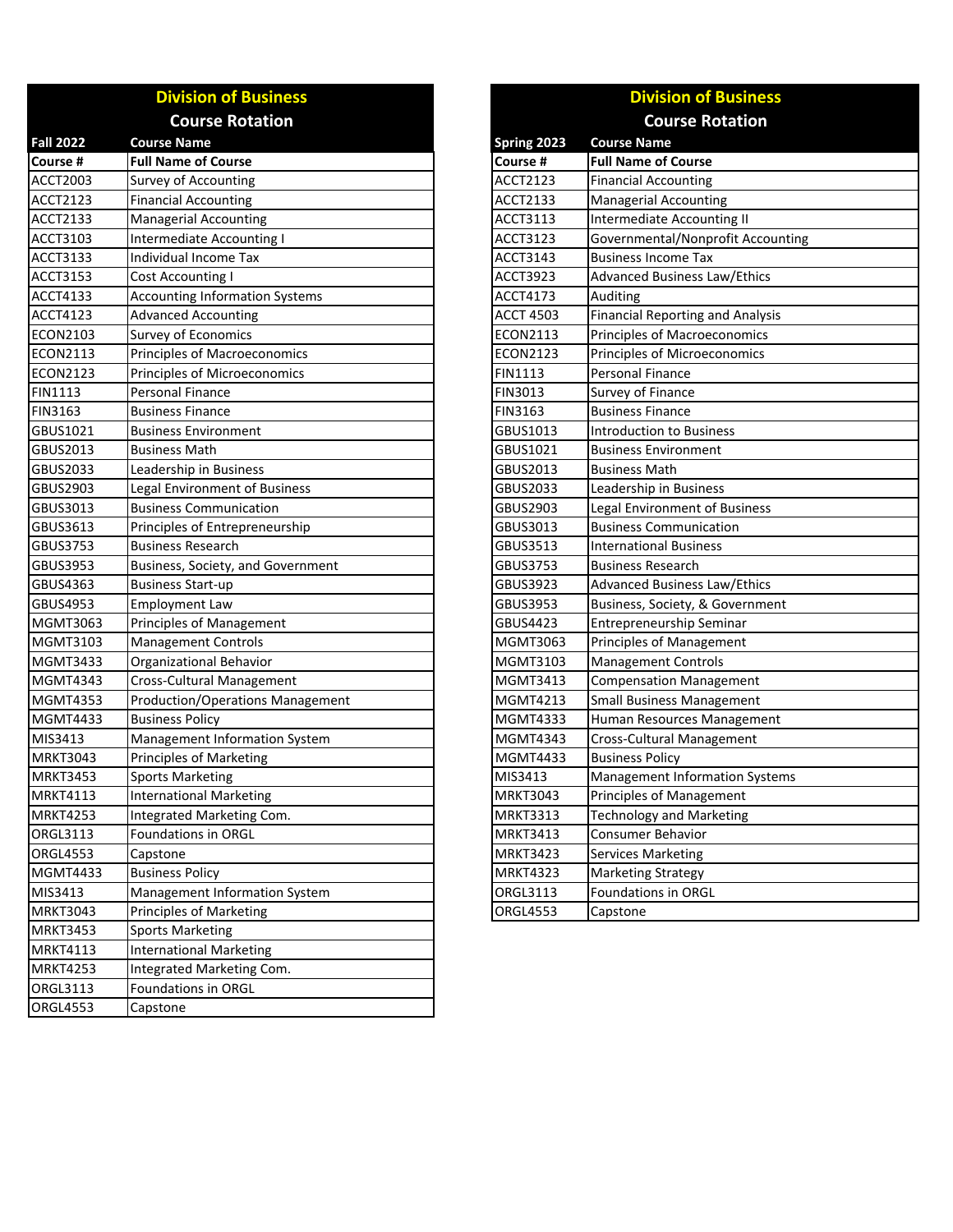## Division of Business

### Course Rotation

| Fall 2022 | Course Name |
|---|---|
| **Course #** | **Full Name of Course** |
| ACCT2003 | Survey of Accounting |
| ACCT2123 | Financial Accounting |
| ACCT2133 | Managerial Accounting |
| ACCT3103 | Intermediate Accounting I |
| ACCT3133 | Individual Income Tax |
| ACCT3153 | Cost Accounting I |
| ACCT4133 | Accounting Information Systems |
| ACCT4123 | Advanced Accounting |
| ECON2103 | Survey of Economics |
| ECON2113 | Principles of Macroeconomics |
| ECON2123 | Principles of Microeconomics |
| FIN1113 | Personal Finance |
| FIN3163 | Business Finance |
| GBUS1021 | Business Environment |
| GBUS2013 | Business Math |
| GBUS2033 | Leadership in Business |
| GBUS2903 | Legal Environment of Business |
| GBUS3013 | Business Communication |
| GBUS3613 | Principles of Entrepreneurship |
| GBUS3753 | Business Research |
| GBUS3953 | Business, Society, and Government |
| GBUS4363 | Business Start-up |
| GBUS4953 | Employment Law |
| MGMT3063 | Principles of Management |
| MGMT3103 | Management Controls |
| MGMT3433 | Organizational Behavior |
| MGMT4343 | Cross-Cultural Management |
| MGMT4353 | Production/Operations Management |
| MGMT4433 | Business Policy |
| MIS3413 | Management Information System |
| MRKT3043 | Principles of Marketing |
| MRKT3453 | Sports Marketing |
| MRKT4113 | International Marketing |
| MRKT4253 | Integrated Marketing Com. |
| ORGL3113 | Foundations in ORGL |
| ORGL4553 | Capstone |
| MGMT4433 | Business Policy |
| MIS3413 | Management Information System |
| MRKT3043 | Principles of Marketing |
| MRKT3453 | Sports Marketing |
| MRKT4113 | International Marketing |
| MRKT4253 | Integrated Marketing Com. |
| ORGL3113 | Foundations in ORGL |
| ORGL4553 | Capstone |

## Division of Business

### Course Rotation

| Spring 2023 | Course Name |
|---|---|
| **Course #** | **Full Name of Course** |
| ACCT2123 | Financial Accounting |
| ACCT2133 | Managerial Accounting |
| ACCT3113 | Intermediate Accounting II |
| ACCT3123 | Governmental/Nonprofit Accounting |
| ACCT3143 | Business Income Tax |
| ACCT3923 | Advanced Business Law/Ethics |
| ACCT4173 | Auditing |
| ACCT 4503 | Financial Reporting and Analysis |
| ECON2113 | Principles of Macroeconomics |
| ECON2123 | Principles of Microeconomics |
| FIN1113 | Personal Finance |
| FIN3013 | Survey of Finance |
| FIN3163 | Business Finance |
| GBUS1013 | Introduction to Business |
| GBUS1021 | Business Environment |
| GBUS2013 | Business Math |
| GBUS2033 | Leadership in Business |
| GBUS2903 | Legal Environment of Business |
| GBUS3013 | Business Communication |
| GBUS3513 | International Business |
| GBUS3753 | Business Research |
| GBUS3923 | Advanced Business Law/Ethics |
| GBUS3953 | Business, Society, & Government |
| GBUS4423 | Entrepreneurship Seminar |
| MGMT3063 | Principles of Management |
| MGMT3103 | Management Controls |
| MGMT3413 | Compensation Management |
| MGMT4213 | Small Business Management |
| MGMT4333 | Human Resources Management |
| MGMT4343 | Cross-Cultural Management |
| MGMT4433 | Business Policy |
| MIS3413 | Management Information Systems |
| MRKT3043 | Principles of Management |
| MRKT3313 | Technology and Marketing |
| MRKT3413 | Consumer Behavior |
| MRKT3423 | Services Marketing |
| MRKT4323 | Marketing Strategy |
| ORGL3113 | Foundations in ORGL |
| ORGL4553 | Capstone |